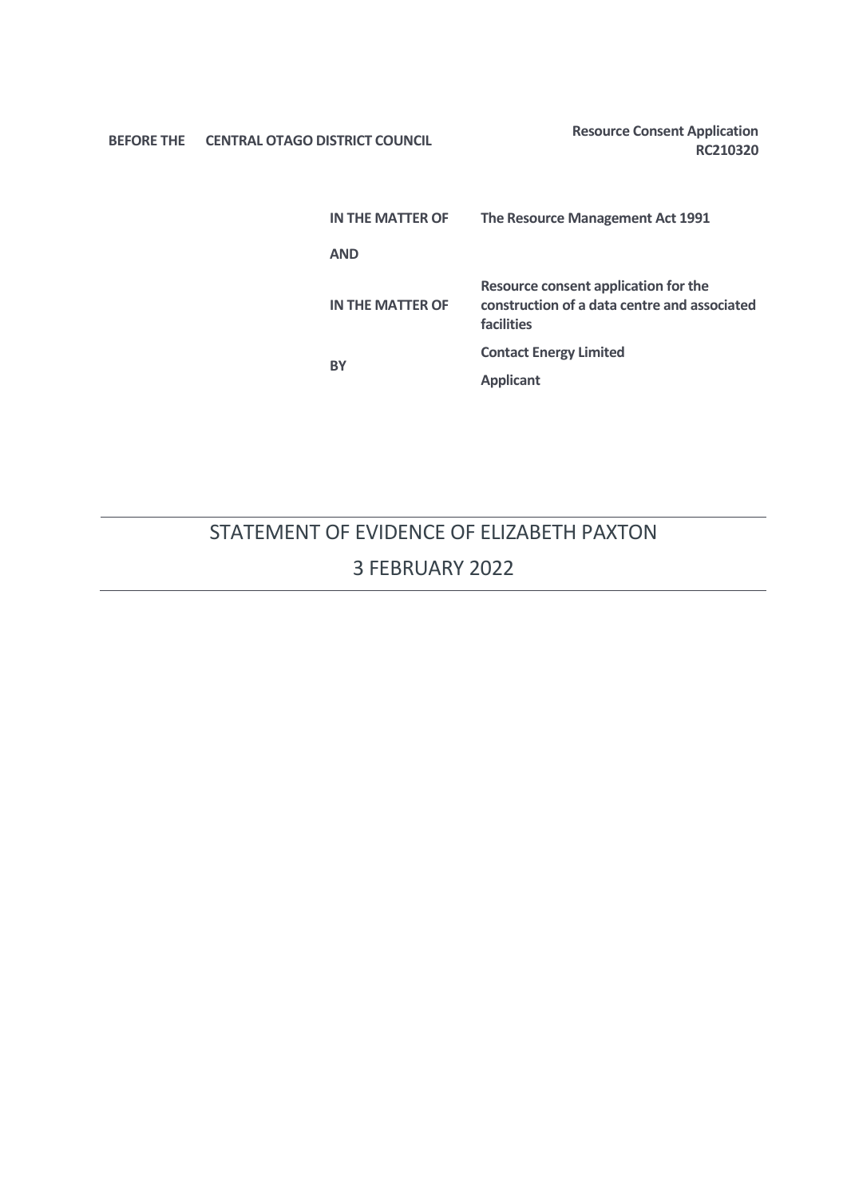**BEFORE THE CENTRAL OTAGO DISTRICT COUNCIL**

**Resource Consent Application RC210320**

| | |
|---|---|
| **IN THE MATTER OF** | **The Resource Management Act 1991** |
| **AND** | |
| **IN THE MATTER OF** | **Resource consent application for the construction of a data centre and associated facilities** |
| **BY** | **Contact Energy Limited** |
| | **Applicant** |

---

# STATEMENT OF EVIDENCE OF ELIZABETH PAXTON

## 3 FEBRUARY 2022

---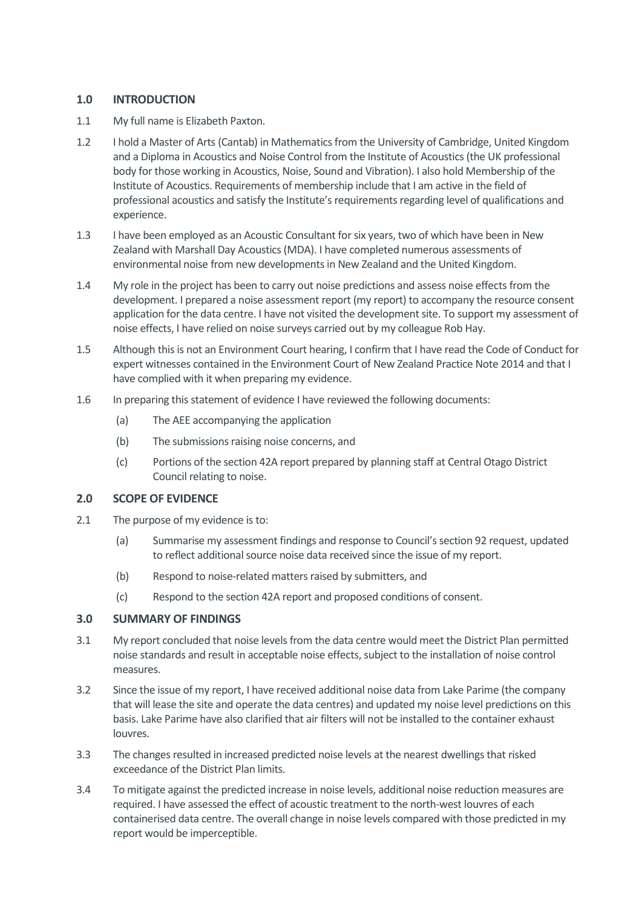## 1.0 INTRODUCTION

1.1 My full name is Elizabeth Paxton.

1.2 I hold a Master of Arts (Cantab) in Mathematics from the University of Cambridge, United Kingdom and a Diploma in Acoustics and Noise Control from the Institute of Acoustics (the UK professional body for those working in Acoustics, Noise, Sound and Vibration). I also hold Membership of the Institute of Acoustics. Requirements of membership include that I am active in the field of professional acoustics and satisfy the Institute's requirements regarding level of qualifications and experience.

1.3 I have been employed as an Acoustic Consultant for six years, two of which have been in New Zealand with Marshall Day Acoustics (MDA). I have completed numerous assessments of environmental noise from new developments in New Zealand and the United Kingdom.

1.4 My role in the project has been to carry out noise predictions and assess noise effects from the development. I prepared a noise assessment report (my report) to accompany the resource consent application for the data centre. I have not visited the development site. To support my assessment of noise effects, I have relied on noise surveys carried out by my colleague Rob Hay.

1.5 Although this is not an Environment Court hearing, I confirm that I have read the Code of Conduct for expert witnesses contained in the Environment Court of New Zealand Practice Note 2014 and that I have complied with it when preparing my evidence.

1.6 In preparing this statement of evidence I have reviewed the following documents:

(a) The AEE accompanying the application

(b) The submissions raising noise concerns, and

(c) Portions of the section 42A report prepared by planning staff at Central Otago District Council relating to noise.

## 2.0 SCOPE OF EVIDENCE

2.1 The purpose of my evidence is to:

(a) Summarise my assessment findings and response to Council's section 92 request, updated to reflect additional source noise data received since the issue of my report.

(b) Respond to noise-related matters raised by submitters, and

(c) Respond to the section 42A report and proposed conditions of consent.

## 3.0 SUMMARY OF FINDINGS

3.1 My report concluded that noise levels from the data centre would meet the District Plan permitted noise standards and result in acceptable noise effects, subject to the installation of noise control measures.

3.2 Since the issue of my report, I have received additional noise data from Lake Parime (the company that will lease the site and operate the data centres) and updated my noise level predictions on this basis. Lake Parime have also clarified that air filters will not be installed to the container exhaust louvres.

3.3 The changes resulted in increased predicted noise levels at the nearest dwellings that risked exceedance of the District Plan limits.

3.4 To mitigate against the predicted increase in noise levels, additional noise reduction measures are required. I have assessed the effect of acoustic treatment to the north-west louvres of each containerised data centre. The overall change in noise levels compared with those predicted in my report would be imperceptible.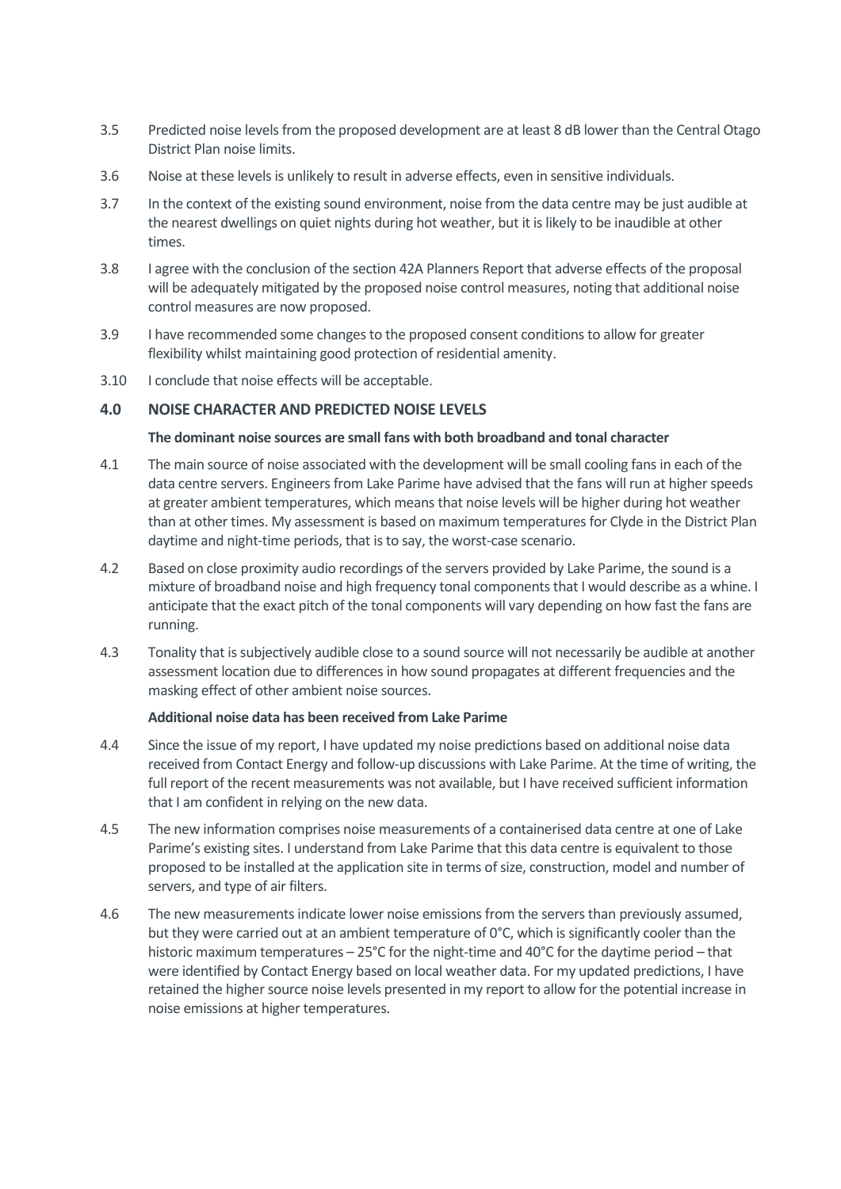3.5 Predicted noise levels from the proposed development are at least 8 dB lower than the Central Otago District Plan noise limits.

3.6 Noise at these levels is unlikely to result in adverse effects, even in sensitive individuals.

3.7 In the context of the existing sound environment, noise from the data centre may be just audible at the nearest dwellings on quiet nights during hot weather, but it is likely to be inaudible at other times.

3.8 I agree with the conclusion of the section 42A Planners Report that adverse effects of the proposal will be adequately mitigated by the proposed noise control measures, noting that additional noise control measures are now proposed.

3.9 I have recommended some changes to the proposed consent conditions to allow for greater flexibility whilst maintaining good protection of residential amenity.

3.10 I conclude that noise effects will be acceptable.

## 4.0 NOISE CHARACTER AND PREDICTED NOISE LEVELS

**The dominant noise sources are small fans with both broadband and tonal character**

4.1 The main source of noise associated with the development will be small cooling fans in each of the data centre servers. Engineers from Lake Parime have advised that the fans will run at higher speeds at greater ambient temperatures, which means that noise levels will be higher during hot weather than at other times. My assessment is based on maximum temperatures for Clyde in the District Plan daytime and night-time periods, that is to say, the worst-case scenario.

4.2 Based on close proximity audio recordings of the servers provided by Lake Parime, the sound is a mixture of broadband noise and high frequency tonal components that I would describe as a whine. I anticipate that the exact pitch of the tonal components will vary depending on how fast the fans are running.

4.3 Tonality that is subjectively audible close to a sound source will not necessarily be audible at another assessment location due to differences in how sound propagates at different frequencies and the masking effect of other ambient noise sources.

**Additional noise data has been received from Lake Parime**

4.4 Since the issue of my report, I have updated my noise predictions based on additional noise data received from Contact Energy and follow-up discussions with Lake Parime. At the time of writing, the full report of the recent measurements was not available, but I have received sufficient information that I am confident in relying on the new data.

4.5 The new information comprises noise measurements of a containerised data centre at one of Lake Parime's existing sites. I understand from Lake Parime that this data centre is equivalent to those proposed to be installed at the application site in terms of size, construction, model and number of servers, and type of air filters.

4.6 The new measurements indicate lower noise emissions from the servers than previously assumed, but they were carried out at an ambient temperature of 0°C, which is significantly cooler than the historic maximum temperatures – 25°C for the night-time and 40°C for the daytime period – that were identified by Contact Energy based on local weather data. For my updated predictions, I have retained the higher source noise levels presented in my report to allow for the potential increase in noise emissions at higher temperatures.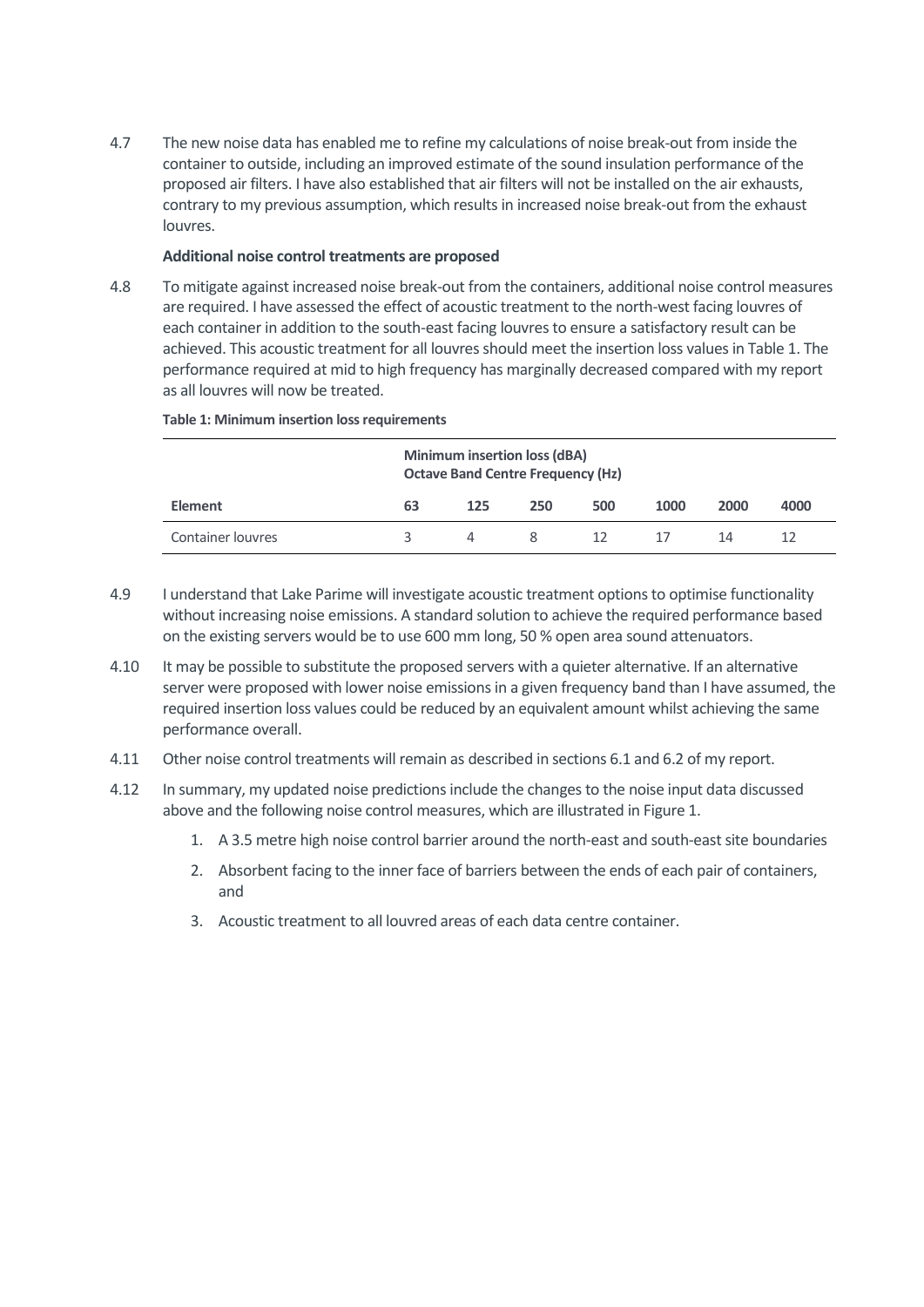4.7 The new noise data has enabled me to refine my calculations of noise break-out from inside the container to outside, including an improved estimate of the sound insulation performance of the proposed air filters. I have also established that air filters will not be installed on the air exhausts, contrary to my previous assumption, which results in increased noise break-out from the exhaust louvres.

**Additional noise control treatments are proposed**

4.8 To mitigate against increased noise break-out from the containers, additional noise control measures are required. I have assessed the effect of acoustic treatment to the north-west facing louvres of each container in addition to the south-east facing louvres to ensure a satisfactory result can be achieved. This acoustic treatment for all louvres should meet the insertion loss values in Table 1. The performance required at mid to high frequency has marginally decreased compared with my report as all louvres will now be treated.

**Table 1: Minimum insertion loss requirements**

| | Minimum insertion loss (dBA) Octave Band Centre Frequency (Hz) | | | | | | |
|---|---|---|---|---|---|---|---|
| **Element** | **63** | **125** | **250** | **500** | **1000** | **2000** | **4000** |
| Container louvres | 3 | 4 | 8 | 12 | 17 | 14 | 12 |

4.9 I understand that Lake Parime will investigate acoustic treatment options to optimise functionality without increasing noise emissions. A standard solution to achieve the required performance based on the existing servers would be to use 600 mm long, 50 % open area sound attenuators.

4.10 It may be possible to substitute the proposed servers with a quieter alternative. If an alternative server were proposed with lower noise emissions in a given frequency band than I have assumed, the required insertion loss values could be reduced by an equivalent amount whilst achieving the same performance overall.

4.11 Other noise control treatments will remain as described in sections 6.1 and 6.2 of my report.

4.12 In summary, my updated noise predictions include the changes to the noise input data discussed above and the following noise control measures, which are illustrated in Figure 1.

1. A 3.5 metre high noise control barrier around the north-east and south-east site boundaries
2. Absorbent facing to the inner face of barriers between the ends of each pair of containers, and
3. Acoustic treatment to all louvred areas of each data centre container.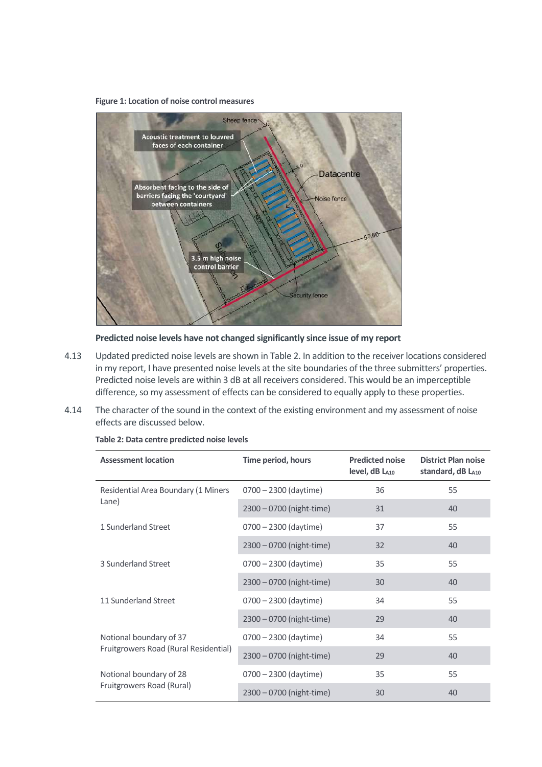**Figure 1: Location of noise control measures**

**Predicted noise levels have not changed significantly since issue of my report**

4.13 Updated predicted noise levels are shown in Table 2. In addition to the receiver locations considered in my report, I have presented noise levels at the site boundaries of the three submitters' properties. Predicted noise levels are within 3 dB at all receivers considered. This would be an imperceptible difference, so my assessment of effects can be considered to equally apply to these properties.

4.14 The character of the sound in the context of the existing environment and my assessment of noise effects are discussed below.

**Table 2: Data centre predicted noise levels**

| Assessment location | Time period, hours | Predicted noise level, dB $L_{A10}$ | District Plan noise standard, dB $L_{A10}$ |
|---|---|---|---|
| Residential Area Boundary (1 Miners Lane) | 0700 – 2300 (daytime) | 36 | 55 |
| | 2300 – 0700 (night-time) | 31 | 40 |
| 1 Sunderland Street | 0700 – 2300 (daytime) | 37 | 55 |
| | 2300 – 0700 (night-time) | 32 | 40 |
| 3 Sunderland Street | 0700 – 2300 (daytime) | 35 | 55 |
| | 2300 – 0700 (night-time) | 30 | 40 |
| 11 Sunderland Street | 0700 – 2300 (daytime) | 34 | 55 |
| | 2300 – 0700 (night-time) | 29 | 40 |
| Notional boundary of 37 Fruitgrowers Road (Rural Residential) | 0700 – 2300 (daytime) | 34 | 55 |
| | 2300 – 0700 (night-time) | 29 | 40 |
| Notional boundary of 28 Fruitgrowers Road (Rural) | 0700 – 2300 (daytime) | 35 | 55 |
| | 2300 – 0700 (night-time) | 30 | 40 |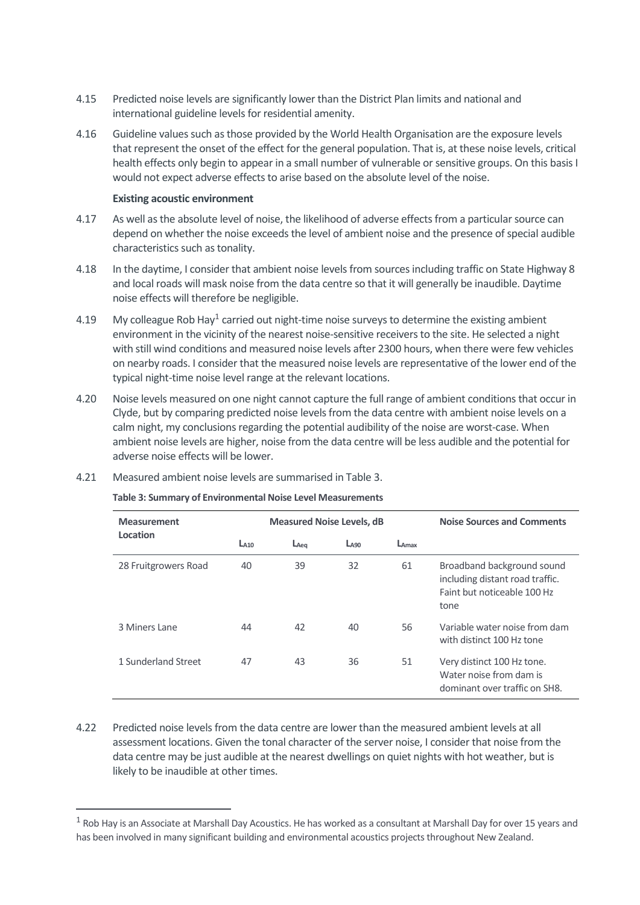4.15 Predicted noise levels are significantly lower than the District Plan limits and national and international guideline levels for residential amenity.

4.16 Guideline values such as those provided by the World Health Organisation are the exposure levels that represent the onset of the effect for the general population. That is, at these noise levels, critical health effects only begin to appear in a small number of vulnerable or sensitive groups. On this basis I would not expect adverse effects to arise based on the absolute level of the noise.

**Existing acoustic environment**

4.17 As well as the absolute level of noise, the likelihood of adverse effects from a particular source can depend on whether the noise exceeds the level of ambient noise and the presence of special audible characteristics such as tonality.

4.18 In the daytime, I consider that ambient noise levels from sources including traffic on State Highway 8 and local roads will mask noise from the data centre so that it will generally be inaudible. Daytime noise effects will therefore be negligible.

4.19 My colleague Rob Hay[1] carried out night-time noise surveys to determine the existing ambient environment in the vicinity of the nearest noise-sensitive receivers to the site. He selected a night with still wind conditions and measured noise levels after 2300 hours, when there were few vehicles on nearby roads. I consider that the measured noise levels are representative of the lower end of the typical night-time noise level range at the relevant locations.

4.20 Noise levels measured on one night cannot capture the full range of ambient conditions that occur in Clyde, but by comparing predicted noise levels from the data centre with ambient noise levels on a calm night, my conclusions regarding the potential audibility of the noise are worst-case. When ambient noise levels are higher, noise from the data centre will be less audible and the potential for adverse noise effects will be lower.

4.21 Measured ambient noise levels are summarised in Table 3.

**Table 3: Summary of Environmental Noise Level Measurements**

| Measurement Location | Measured Noise Levels, dB | | | | Noise Sources and Comments |
|---|---|---|---|---|---|
| | $L_{A10}$ | $L_{Aeq}$ | $L_{A90}$ | $L_{Amax}$ | |
| 28 Fruitgrowers Road | 40 | 39 | 32 | 61 | Broadband background sound including distant road traffic. Faint but noticeable 100 Hz tone |
| 3 Miners Lane | 44 | 42 | 40 | 56 | Variable water noise from dam with distinct 100 Hz tone |
| 1 Sunderland Street | 47 | 43 | 36 | 51 | Very distinct 100 Hz tone. Water noise from dam is dominant over traffic on SH8. |

4.22 Predicted noise levels from the data centre are lower than the measured ambient levels at all assessment locations. Given the tonal character of the server noise, I consider that noise from the data centre may be just audible at the nearest dwellings on quiet nights with hot weather, but is likely to be inaudible at other times.

[1] Rob Hay is an Associate at Marshall Day Acoustics. He has worked as a consultant at Marshall Day for over 15 years and has been involved in many significant building and environmental acoustics projects throughout New Zealand.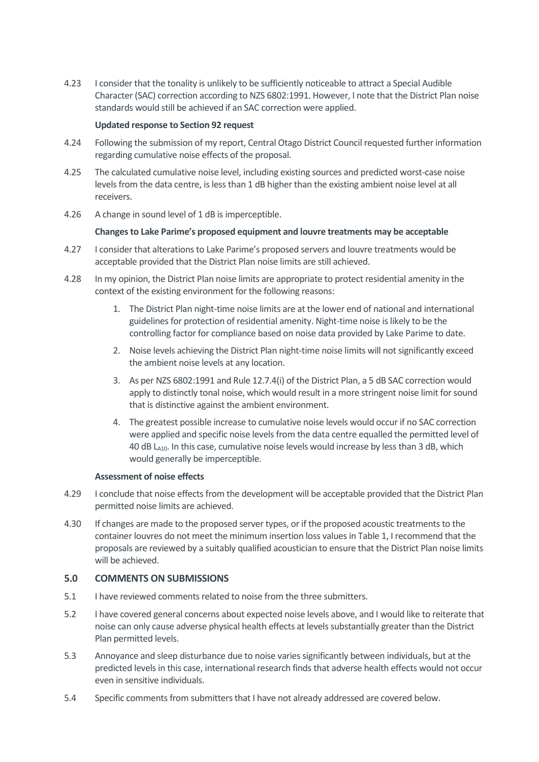4.23 I consider that the tonality is unlikely to be sufficiently noticeable to attract a Special Audible Character (SAC) correction according to NZS 6802:1991. However, I note that the District Plan noise standards would still be achieved if an SAC correction were applied.

**Updated response to Section 92 request**

4.24 Following the submission of my report, Central Otago District Council requested further information regarding cumulative noise effects of the proposal.

4.25 The calculated cumulative noise level, including existing sources and predicted worst-case noise levels from the data centre, is less than 1 dB higher than the existing ambient noise level at all receivers.

4.26 A change in sound level of 1 dB is imperceptible.

**Changes to Lake Parime's proposed equipment and louvre treatments may be acceptable**

4.27 I consider that alterations to Lake Parime's proposed servers and louvre treatments would be acceptable provided that the District Plan noise limits are still achieved.

4.28 In my opinion, the District Plan noise limits are appropriate to protect residential amenity in the context of the existing environment for the following reasons:

1. The District Plan night-time noise limits are at the lower end of national and international guidelines for protection of residential amenity. Night-time noise is likely to be the controlling factor for compliance based on noise data provided by Lake Parime to date.
2. Noise levels achieving the District Plan night-time noise limits will not significantly exceed the ambient noise levels at any location.
3. As per NZS 6802:1991 and Rule 12.7.4(i) of the District Plan, a 5 dB SAC correction would apply to distinctly tonal noise, which would result in a more stringent noise limit for sound that is distinctive against the ambient environment.
4. The greatest possible increase to cumulative noise levels would occur if no SAC correction were applied and specific noise levels from the data centre equalled the permitted level of 40 dB $L_{A10}$. In this case, cumulative noise levels would increase by less than 3 dB, which would generally be imperceptible.

**Assessment of noise effects**

4.29 I conclude that noise effects from the development will be acceptable provided that the District Plan permitted noise limits are achieved.

4.30 If changes are made to the proposed server types, or if the proposed acoustic treatments to the container louvres do not meet the minimum insertion loss values in Table 1, I recommend that the proposals are reviewed by a suitably qualified acoustician to ensure that the District Plan noise limits will be achieved.

## 5.0 COMMENTS ON SUBMISSIONS

5.1 I have reviewed comments related to noise from the three submitters.

5.2 I have covered general concerns about expected noise levels above, and I would like to reiterate that noise can only cause adverse physical health effects at levels substantially greater than the District Plan permitted levels.

5.3 Annoyance and sleep disturbance due to noise varies significantly between individuals, but at the predicted levels in this case, international research finds that adverse health effects would not occur even in sensitive individuals.

5.4 Specific comments from submitters that I have not already addressed are covered below.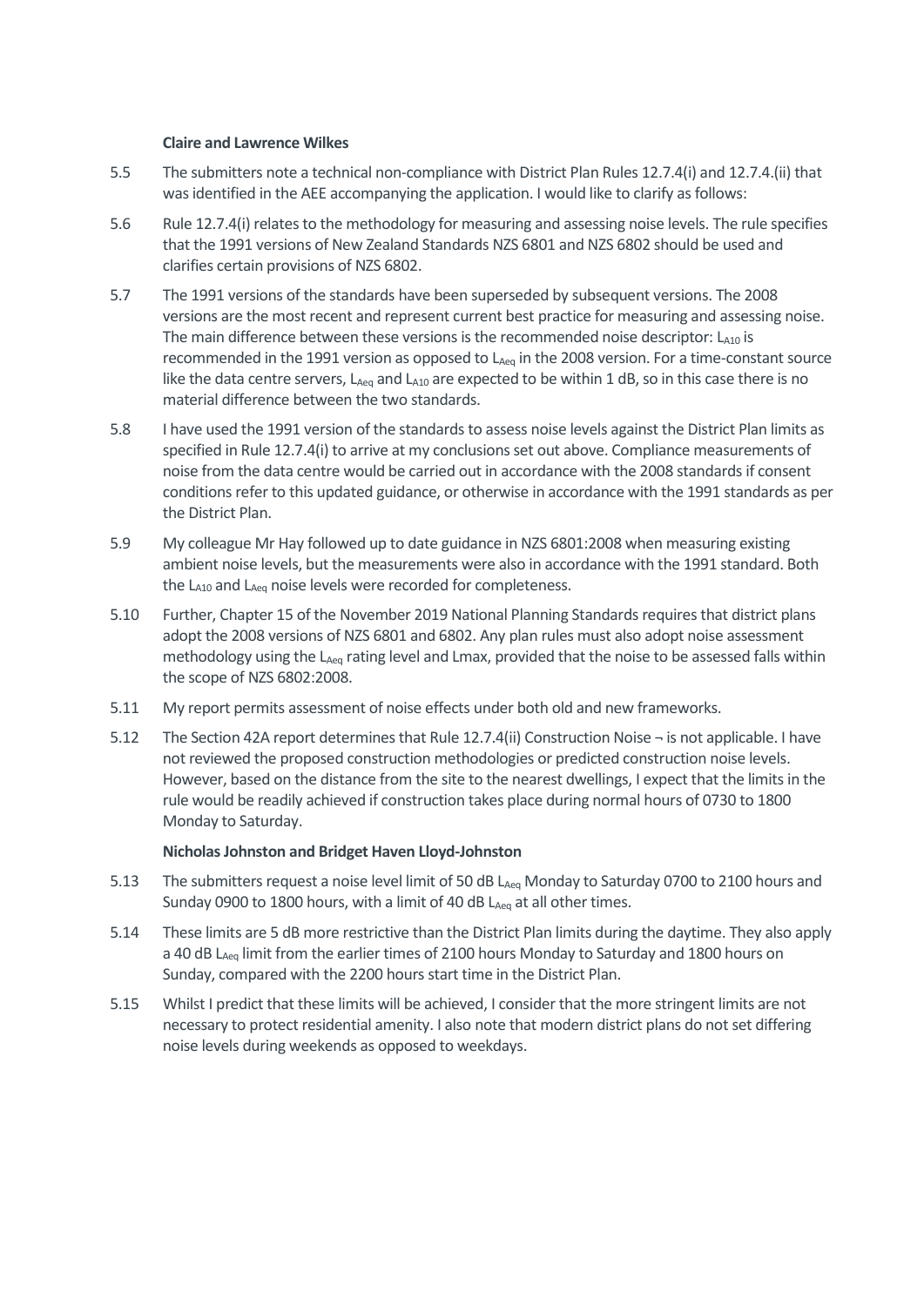**Claire and Lawrence Wilkes**

5.5 The submitters note a technical non-compliance with District Plan Rules 12.7.4(i) and 12.7.4.(ii) that was identified in the AEE accompanying the application. I would like to clarify as follows:

5.6 Rule 12.7.4(i) relates to the methodology for measuring and assessing noise levels. The rule specifies that the 1991 versions of New Zealand Standards NZS 6801 and NZS 6802 should be used and clarifies certain provisions of NZS 6802.

5.7 The 1991 versions of the standards have been superseded by subsequent versions. The 2008 versions are the most recent and represent current best practice for measuring and assessing noise. The main difference between these versions is the recommended noise descriptor: $L_{A10}$ is recommended in the 1991 version as opposed to $L_{Aeq}$ in the 2008 version. For a time-constant source like the data centre servers, $L_{Aeq}$ and $L_{A10}$ are expected to be within 1 dB, so in this case there is no material difference between the two standards.

5.8 I have used the 1991 version of the standards to assess noise levels against the District Plan limits as specified in Rule 12.7.4(i) to arrive at my conclusions set out above. Compliance measurements of noise from the data centre would be carried out in accordance with the 2008 standards if consent conditions refer to this updated guidance, or otherwise in accordance with the 1991 standards as per the District Plan.

5.9 My colleague Mr Hay followed up to date guidance in NZS 6801:2008 when measuring existing ambient noise levels, but the measurements were also in accordance with the 1991 standard. Both the $L_{A10}$ and $L_{Aeq}$ noise levels were recorded for completeness.

5.10 Further, Chapter 15 of the November 2019 National Planning Standards requires that district plans adopt the 2008 versions of NZS 6801 and 6802. Any plan rules must also adopt noise assessment methodology using the $L_{Aeq}$ rating level and Lmax, provided that the noise to be assessed falls within the scope of NZS 6802:2008.

5.11 My report permits assessment of noise effects under both old and new frameworks.

5.12 The Section 42A report determines that Rule 12.7.4(ii) Construction Noise ¬ is not applicable. I have not reviewed the proposed construction methodologies or predicted construction noise levels. However, based on the distance from the site to the nearest dwellings, I expect that the limits in the rule would be readily achieved if construction takes place during normal hours of 0730 to 1800 Monday to Saturday.

**Nicholas Johnston and Bridget Haven Lloyd-Johnston**

5.13 The submitters request a noise level limit of 50 dB $L_{Aeq}$ Monday to Saturday 0700 to 2100 hours and Sunday 0900 to 1800 hours, with a limit of 40 dB $L_{Aeq}$ at all other times.

5.14 These limits are 5 dB more restrictive than the District Plan limits during the daytime. They also apply a 40 dB $L_{Aeq}$ limit from the earlier times of 2100 hours Monday to Saturday and 1800 hours on Sunday, compared with the 2200 hours start time in the District Plan.

5.15 Whilst I predict that these limits will be achieved, I consider that the more stringent limits are not necessary to protect residential amenity. I also note that modern district plans do not set differing noise levels during weekends as opposed to weekdays.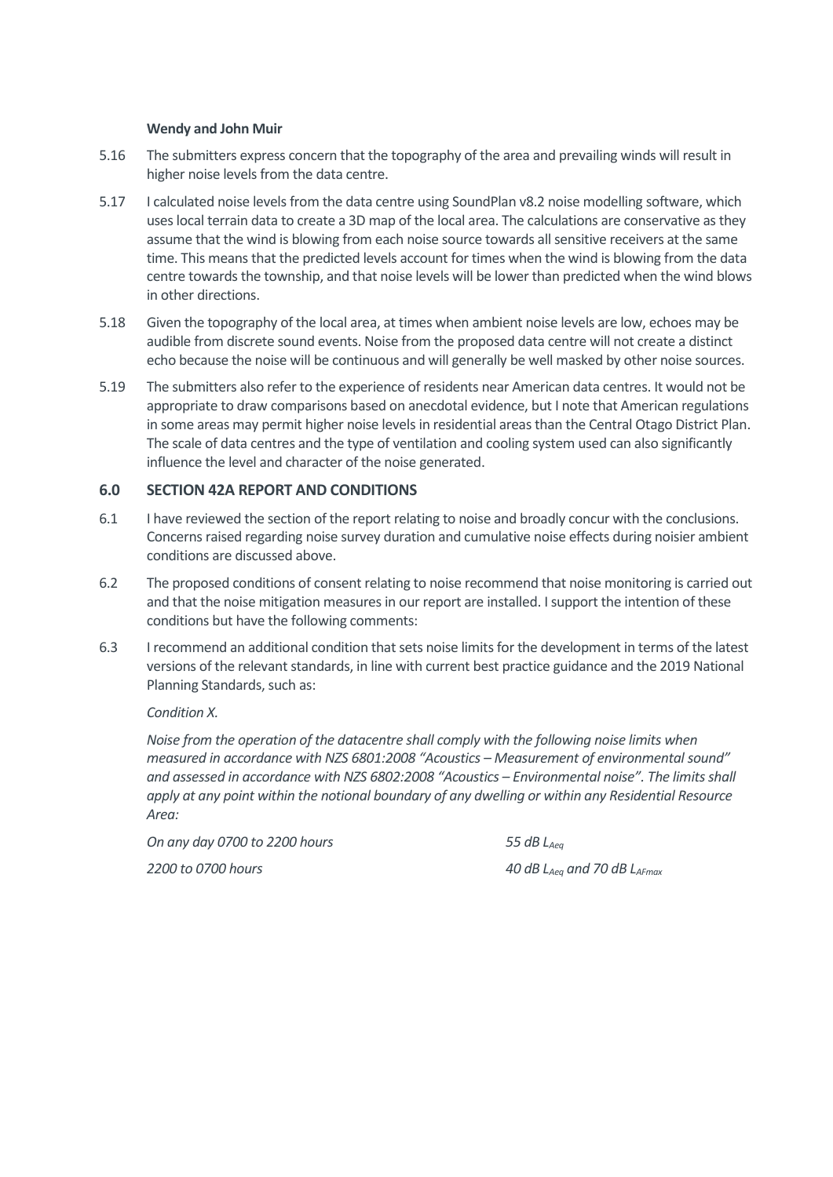**Wendy and John Muir**

5.16 The submitters express concern that the topography of the area and prevailing winds will result in higher noise levels from the data centre.

5.17 I calculated noise levels from the data centre using SoundPlan v8.2 noise modelling software, which uses local terrain data to create a 3D map of the local area. The calculations are conservative as they assume that the wind is blowing from each noise source towards all sensitive receivers at the same time. This means that the predicted levels account for times when the wind is blowing from the data centre towards the township, and that noise levels will be lower than predicted when the wind blows in other directions.

5.18 Given the topography of the local area, at times when ambient noise levels are low, echoes may be audible from discrete sound events. Noise from the proposed data centre will not create a distinct echo because the noise will be continuous and will generally be well masked by other noise sources.

5.19 The submitters also refer to the experience of residents near American data centres. It would not be appropriate to draw comparisons based on anecdotal evidence, but I note that American regulations in some areas may permit higher noise levels in residential areas than the Central Otago District Plan. The scale of data centres and the type of ventilation and cooling system used can also significantly influence the level and character of the noise generated.

## 6.0 SECTION 42A REPORT AND CONDITIONS

6.1 I have reviewed the section of the report relating to noise and broadly concur with the conclusions. Concerns raised regarding noise survey duration and cumulative noise effects during noisier ambient conditions are discussed above.

6.2 The proposed conditions of consent relating to noise recommend that noise monitoring is carried out and that the noise mitigation measures in our report are installed. I support the intention of these conditions but have the following comments:

6.3 I recommend an additional condition that sets noise limits for the development in terms of the latest versions of the relevant standards, in line with current best practice guidance and the 2019 National Planning Standards, such as:

*Condition X.*

*Noise from the operation of the datacentre shall comply with the following noise limits when measured in accordance with NZS 6801:2008 "Acoustics – Measurement of environmental sound" and assessed in accordance with NZS 6802:2008 "Acoustics – Environmental noise". The limits shall apply at any point within the notional boundary of any dwelling or within any Residential Resource Area:*

| | |
|---|---|
| *On any day 0700 to 2200 hours* | *55 dB $L_{Aeq}$* |
| *2200 to 0700 hours* | *40 dB $L_{Aeq}$ and 70 dB $L_{AFmax}$* |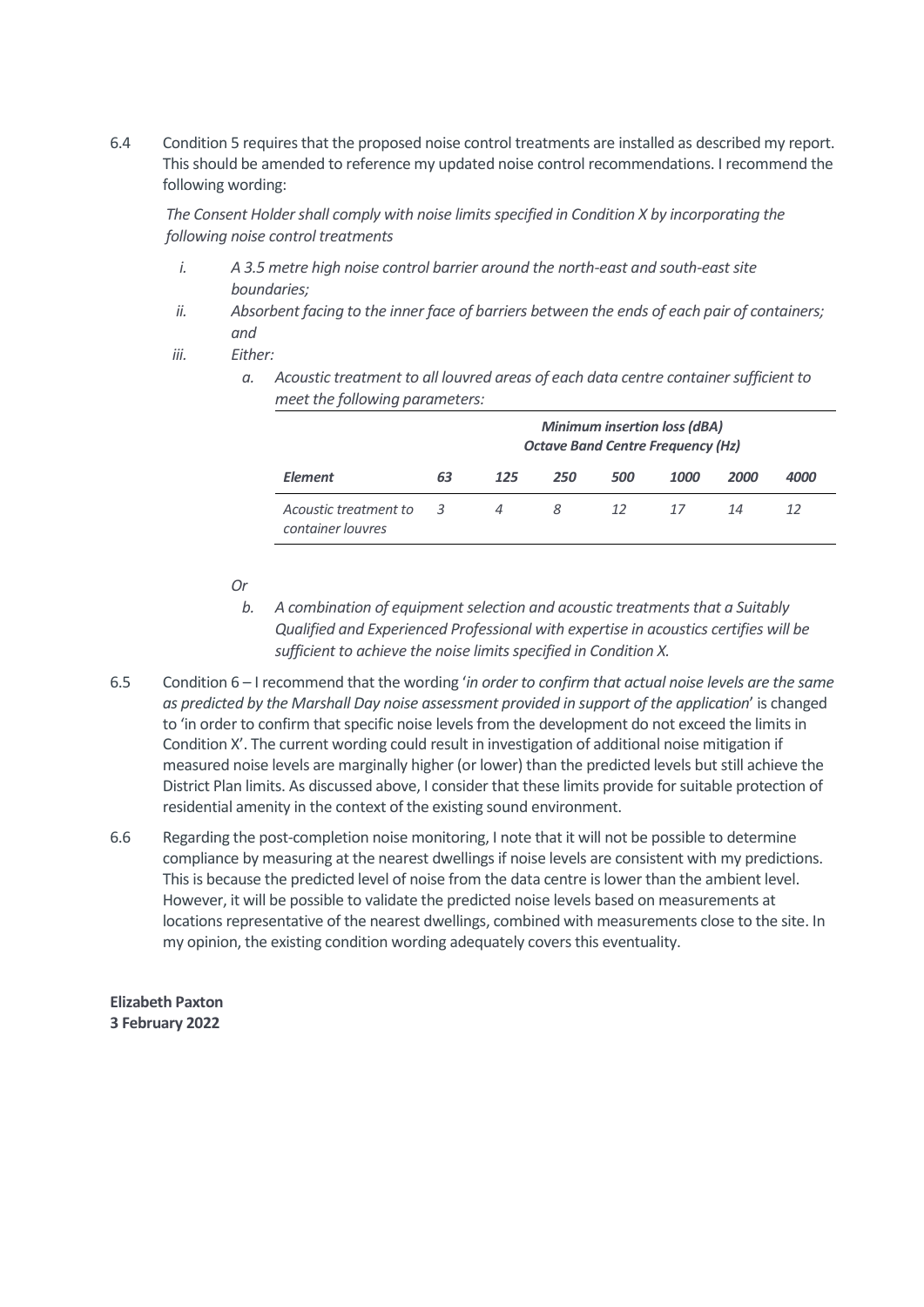6.4 Condition 5 requires that the proposed noise control treatments are installed as described my report. This should be amended to reference my updated noise control recommendations. I recommend the following wording:

*The Consent Holder shall comply with noise limits specified in Condition X by incorporating the following noise control treatments*

*i. A 3.5 metre high noise control barrier around the north-east and south-east site boundaries;*

*ii. Absorbent facing to the inner face of barriers between the ends of each pair of containers; and*

*iii. Either:*

*a. Acoustic treatment to all louvred areas of each data centre container sufficient to meet the following parameters:*

| | ***Minimum insertion loss (dBA) Octave Band Centre Frequency (Hz)*** | | | | | | |
|---|---|---|---|---|---|---|---|
| ***Element*** | ***63*** | ***125*** | ***250*** | ***500*** | ***1000*** | ***2000*** | ***4000*** |
| *Acoustic treatment to container louvres* | *3* | *4* | *8* | *12* | *17* | *14* | *12* |

*Or*

*b. A combination of equipment selection and acoustic treatments that a Suitably Qualified and Experienced Professional with expertise in acoustics certifies will be sufficient to achieve the noise limits specified in Condition X.*

6.5 Condition 6 – I recommend that the wording '*in order to confirm that actual noise levels are the same as predicted by the Marshall Day noise assessment provided in support of the application*' is changed to 'in order to confirm that specific noise levels from the development do not exceed the limits in Condition X'. The current wording could result in investigation of additional noise mitigation if measured noise levels are marginally higher (or lower) than the predicted levels but still achieve the District Plan limits. As discussed above, I consider that these limits provide for suitable protection of residential amenity in the context of the existing sound environment.

6.6 Regarding the post-completion noise monitoring, I note that it will not be possible to determine compliance by measuring at the nearest dwellings if noise levels are consistent with my predictions. This is because the predicted level of noise from the data centre is lower than the ambient level. However, it will be possible to validate the predicted noise levels based on measurements at locations representative of the nearest dwellings, combined with measurements close to the site. In my opinion, the existing condition wording adequately covers this eventuality.

**Elizabeth Paxton**
**3 February 2022**